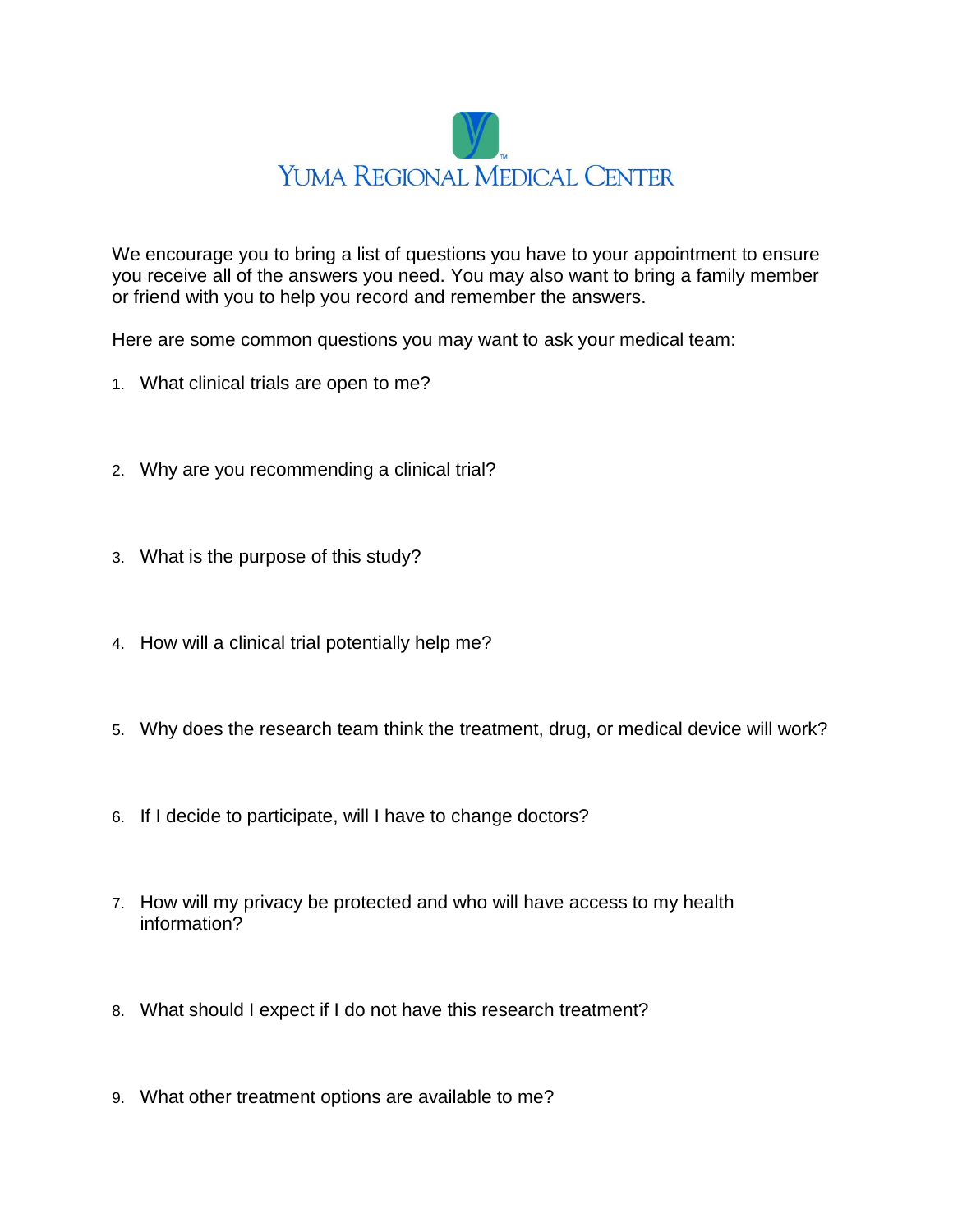# YUMA REGIONAL MEDICAL CENTER

We encourage you to bring a list of questions you have to your appointment to ensure you receive all of the answers you need. You may also want to bring a family member or friend with you to help you record and remember the answers.

Here are some common questions you may want to ask your medical team:

1. What clinical trials are open to me?

2. Why are you recommending a clinical trial?

3. What is the purpose of this study?

4. How will a clinical trial potentially help me?

5. Why does the research team think the treatment, drug, or medical device will work?

6. If I decide to participate, will I have to change doctors?

7. How will my privacy be protected and who will have access to my health information?

8. What should I expect if I do not have this research treatment?

9. What other treatment options are available to me?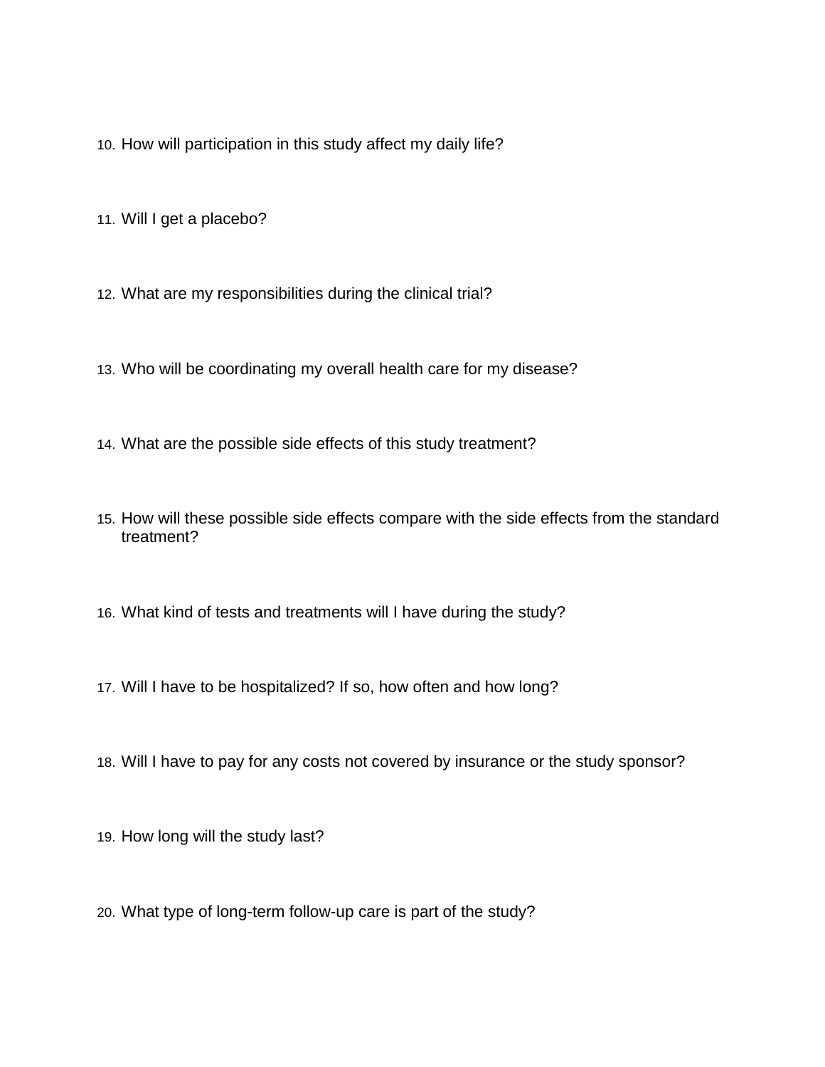10. How will participation in this study affect my daily life?
11. Will I get a placebo?
12. What are my responsibilities during the clinical trial?
13. Who will be coordinating my overall health care for my disease?
14. What are the possible side effects of this study treatment?
15. How will these possible side effects compare with the side effects from the standard treatment?
16. What kind of tests and treatments will I have during the study?
17. Will I have to be hospitalized? If so, how often and how long?
18. Will I have to pay for any costs not covered by insurance or the study sponsor?
19. How long will the study last?
20. What type of long-term follow-up care is part of the study?